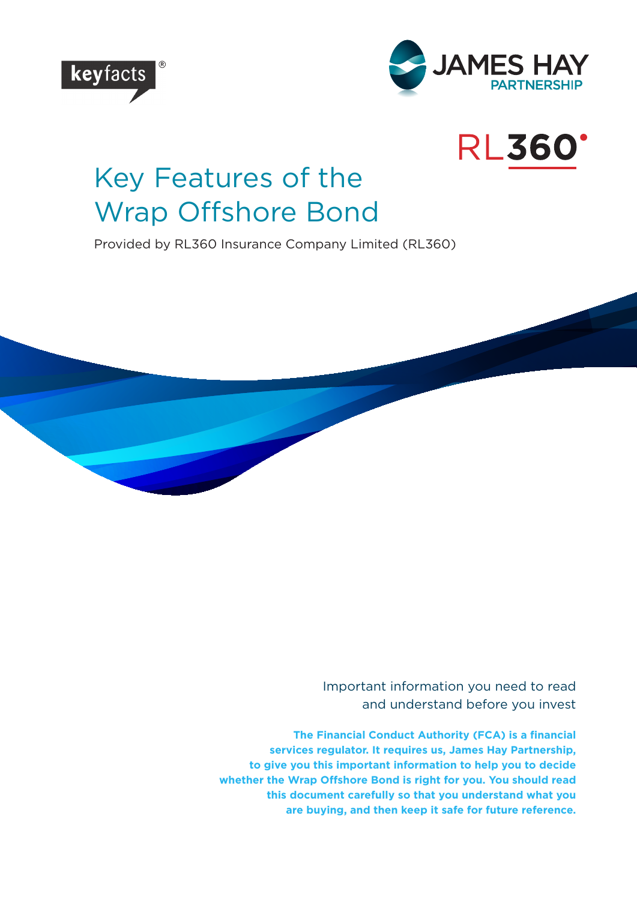keyfacts®

JAMES HAY PARTNERSHIP

RL360°

# Key Features of the Wrap Offshore Bond

Provided by RL360 Insurance Company Limited (RL360)

Important information you need to read and understand before you invest

**The Financial Conduct Authority (FCA) is a financial services regulator. It requires us, James Hay Partnership, to give you this important information to help you to decide whether the Wrap Offshore Bond is right for you. You should read this document carefully so that you understand what you are buying, and then keep it safe for future reference.**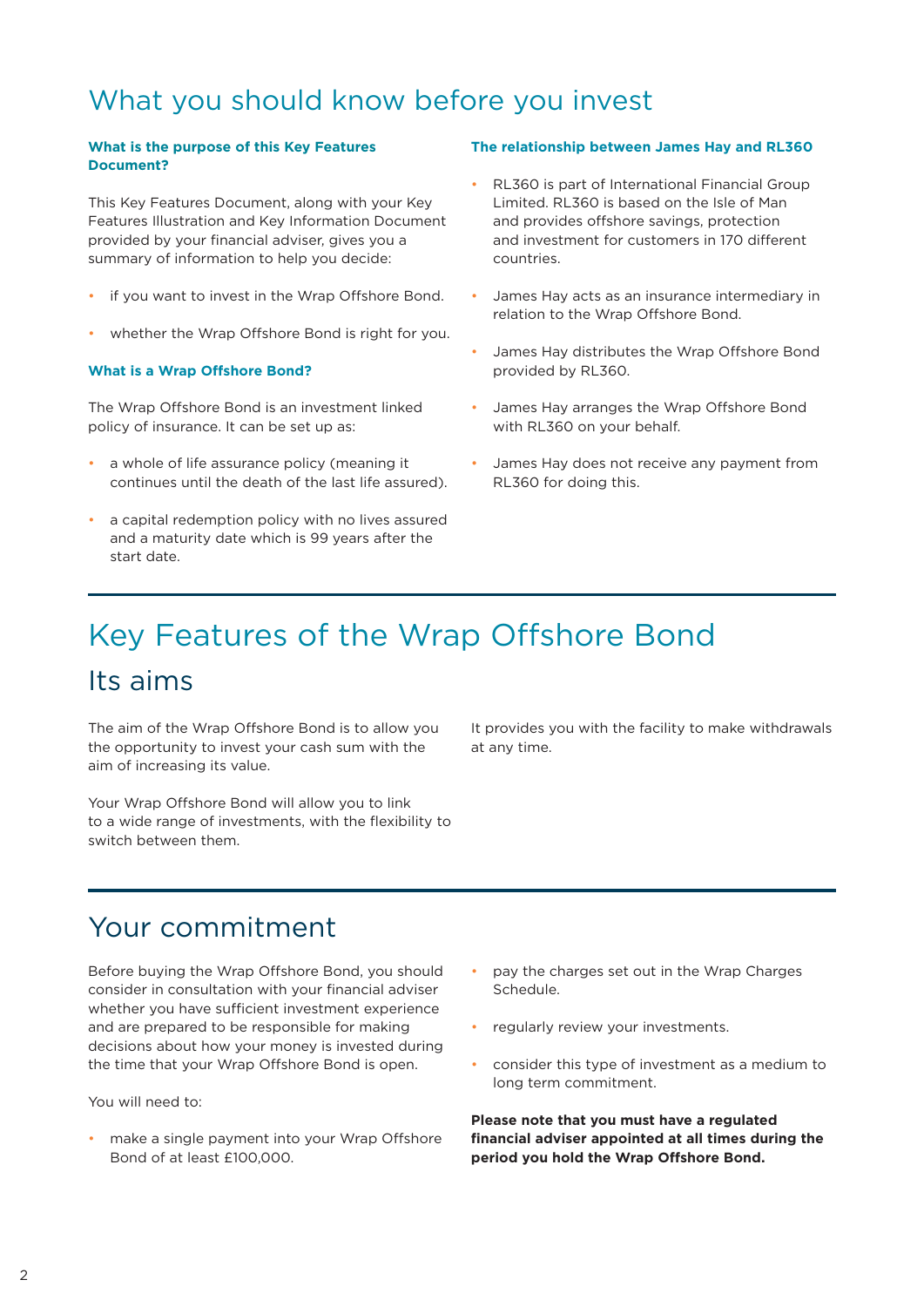# What you should know before you invest

### What is the purpose of this Key Features Document?

This Key Features Document, along with your Key Features Illustration and Key Information Document provided by your financial adviser, gives you a summary of information to help you decide:

- if you want to invest in the Wrap Offshore Bond.
- whether the Wrap Offshore Bond is right for you.

### What is a Wrap Offshore Bond?

The Wrap Offshore Bond is an investment linked policy of insurance. It can be set up as:

- a whole of life assurance policy (meaning it continues until the death of the last life assured).
- a capital redemption policy with no lives assured and a maturity date which is 99 years after the start date.

### The relationship between James Hay and RL360

- RL360 is part of International Financial Group Limited. RL360 is based on the Isle of Man and provides offshore savings, protection and investment for customers in 170 different countries.
- James Hay acts as an insurance intermediary in relation to the Wrap Offshore Bond.
- James Hay distributes the Wrap Offshore Bond provided by RL360.
- James Hay arranges the Wrap Offshore Bond with RL360 on your behalf.
- James Hay does not receive any payment from RL360 for doing this.

# Key Features of the Wrap Offshore Bond

## Its aims

The aim of the Wrap Offshore Bond is to allow you the opportunity to invest your cash sum with the aim of increasing its value.

Your Wrap Offshore Bond will allow you to link to a wide range of investments, with the flexibility to switch between them.

It provides you with the facility to make withdrawals at any time.

## Your commitment

Before buying the Wrap Offshore Bond, you should consider in consultation with your financial adviser whether you have sufficient investment experience and are prepared to be responsible for making decisions about how your money is invested during the time that your Wrap Offshore Bond is open.

You will need to:

- make a single payment into your Wrap Offshore Bond of at least £100,000.
- pay the charges set out in the Wrap Charges Schedule.
- regularly review your investments.
- consider this type of investment as a medium to long term commitment.

**Please note that you must have a regulated financial adviser appointed at all times during the period you hold the Wrap Offshore Bond.**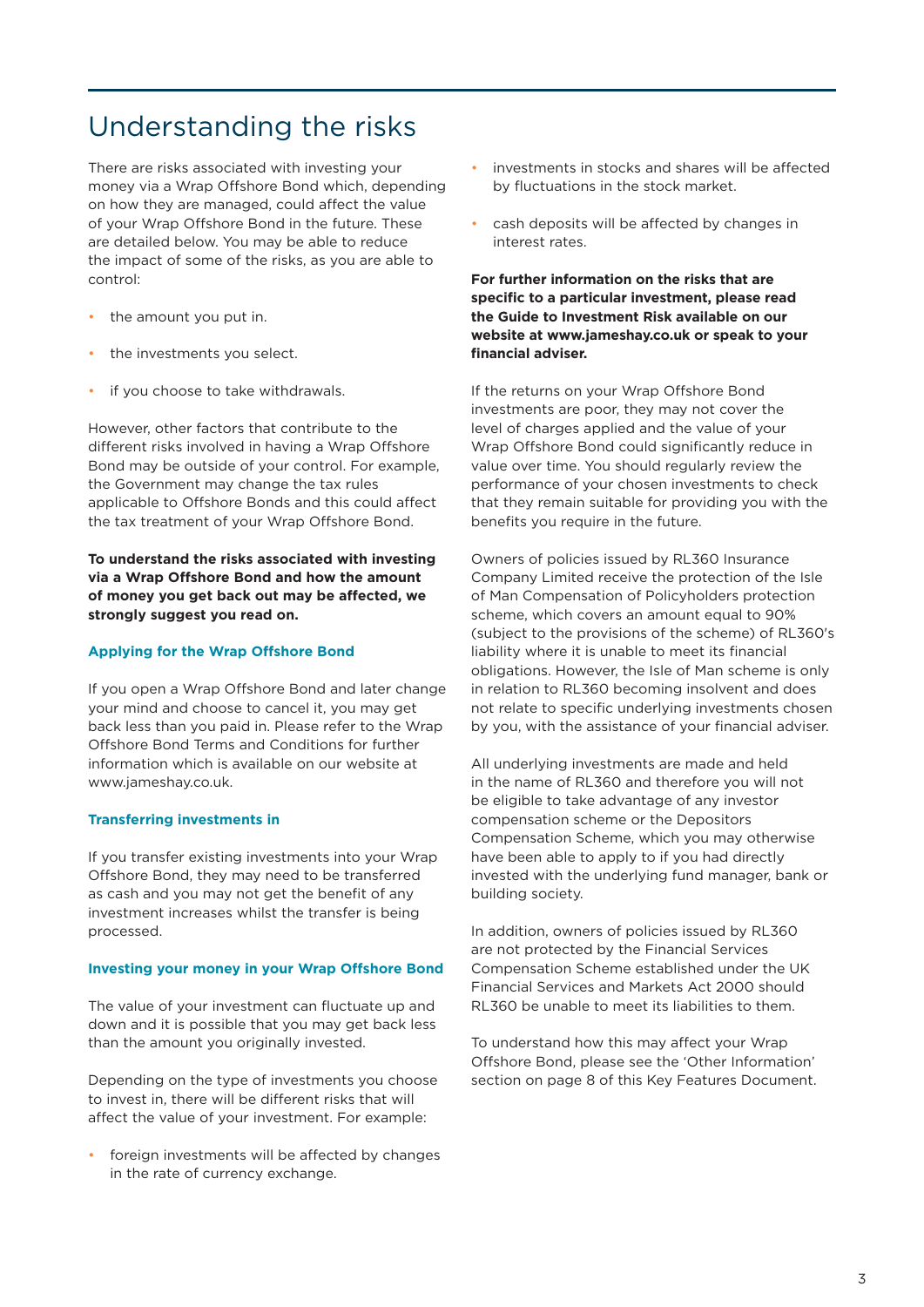# Understanding the risks

There are risks associated with investing your money via a Wrap Offshore Bond which, depending on how they are managed, could affect the value of your Wrap Offshore Bond in the future. These are detailed below. You may be able to reduce the impact of some of the risks, as you are able to control:

- the amount you put in.
- the investments you select.
- if you choose to take withdrawals.

However, other factors that contribute to the different risks involved in having a Wrap Offshore Bond may be outside of your control. For example, the Government may change the tax rules applicable to Offshore Bonds and this could affect the tax treatment of your Wrap Offshore Bond.

**To understand the risks associated with investing via a Wrap Offshore Bond and how the amount of money you get back out may be affected, we strongly suggest you read on.**

### Applying for the Wrap Offshore Bond

If you open a Wrap Offshore Bond and later change your mind and choose to cancel it, you may get back less than you paid in. Please refer to the Wrap Offshore Bond Terms and Conditions for further information which is available on our website at www.jameshay.co.uk.

### Transferring investments in

If you transfer existing investments into your Wrap Offshore Bond, they may need to be transferred as cash and you may not get the benefit of any investment increases whilst the transfer is being processed.

### Investing your money in your Wrap Offshore Bond

The value of your investment can fluctuate up and down and it is possible that you may get back less than the amount you originally invested.

Depending on the type of investments you choose to invest in, there will be different risks that will affect the value of your investment. For example:

- foreign investments will be affected by changes in the rate of currency exchange.
- investments in stocks and shares will be affected by fluctuations in the stock market.
- cash deposits will be affected by changes in interest rates.

**For further information on the risks that are specific to a particular investment, please read the Guide to Investment Risk available on our website at www.jameshay.co.uk or speak to your financial adviser.**

If the returns on your Wrap Offshore Bond investments are poor, they may not cover the level of charges applied and the value of your Wrap Offshore Bond could significantly reduce in value over time. You should regularly review the performance of your chosen investments to check that they remain suitable for providing you with the benefits you require in the future.

Owners of policies issued by RL360 Insurance Company Limited receive the protection of the Isle of Man Compensation of Policyholders protection scheme, which covers an amount equal to 90% (subject to the provisions of the scheme) of RL360's liability where it is unable to meet its financial obligations. However, the Isle of Man scheme is only in relation to RL360 becoming insolvent and does not relate to specific underlying investments chosen by you, with the assistance of your financial adviser.

All underlying investments are made and held in the name of RL360 and therefore you will not be eligible to take advantage of any investor compensation scheme or the Depositors Compensation Scheme, which you may otherwise have been able to apply to if you had directly invested with the underlying fund manager, bank or building society.

In addition, owners of policies issued by RL360 are not protected by the Financial Services Compensation Scheme established under the UK Financial Services and Markets Act 2000 should RL360 be unable to meet its liabilities to them.

To understand how this may affect your Wrap Offshore Bond, please see the 'Other Information' section on page 8 of this Key Features Document.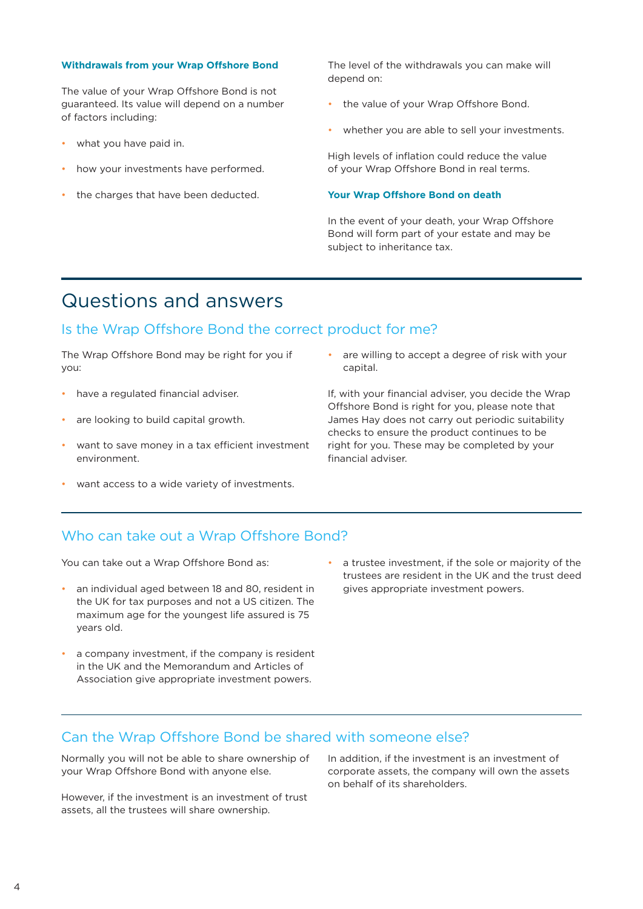### Withdrawals from your Wrap Offshore Bond

The value of your Wrap Offshore Bond is not guaranteed. Its value will depend on a number of factors including:

- what you have paid in.
- how your investments have performed.
- the charges that have been deducted.

The level of the withdrawals you can make will depend on:

- the value of your Wrap Offshore Bond.
- whether you are able to sell your investments.

High levels of inflation could reduce the value of your Wrap Offshore Bond in real terms.

### Your Wrap Offshore Bond on death

In the event of your death, your Wrap Offshore Bond will form part of your estate and may be subject to inheritance tax.

# Questions and answers

## Is the Wrap Offshore Bond the correct product for me?

The Wrap Offshore Bond may be right for you if you:

- have a regulated financial adviser.
- are looking to build capital growth.
- want to save money in a tax efficient investment environment.
- want access to a wide variety of investments.
- are willing to accept a degree of risk with your capital.

If, with your financial adviser, you decide the Wrap Offshore Bond is right for you, please note that James Hay does not carry out periodic suitability checks to ensure the product continues to be right for you. These may be completed by your financial adviser.

## Who can take out a Wrap Offshore Bond?

You can take out a Wrap Offshore Bond as:

- an individual aged between 18 and 80, resident in the UK for tax purposes and not a US citizen. The maximum age for the youngest life assured is 75 years old.
- a company investment, if the company is resident in the UK and the Memorandum and Articles of Association give appropriate investment powers.
- a trustee investment, if the sole or majority of the trustees are resident in the UK and the trust deed gives appropriate investment powers.

## Can the Wrap Offshore Bond be shared with someone else?

Normally you will not be able to share ownership of your Wrap Offshore Bond with anyone else.

However, if the investment is an investment of trust assets, all the trustees will share ownership.

In addition, if the investment is an investment of corporate assets, the company will own the assets on behalf of its shareholders.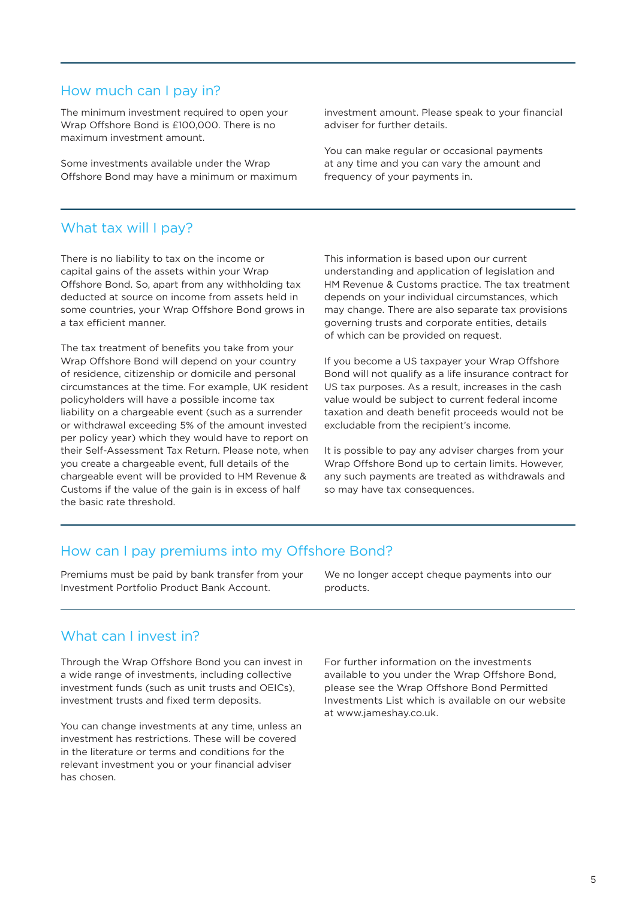## How much can I pay in?

The minimum investment required to open your Wrap Offshore Bond is £100,000. There is no maximum investment amount.

Some investments available under the Wrap Offshore Bond may have a minimum or maximum investment amount. Please speak to your financial adviser for further details.

You can make regular or occasional payments at any time and you can vary the amount and frequency of your payments in.

## What tax will I pay?

There is no liability to tax on the income or capital gains of the assets within your Wrap Offshore Bond. So, apart from any withholding tax deducted at source on income from assets held in some countries, your Wrap Offshore Bond grows in a tax efficient manner.

The tax treatment of benefits you take from your Wrap Offshore Bond will depend on your country of residence, citizenship or domicile and personal circumstances at the time. For example, UK resident policyholders will have a possible income tax liability on a chargeable event (such as a surrender or withdrawal exceeding 5% of the amount invested per policy year) which they would have to report on their Self-Assessment Tax Return. Please note, when you create a chargeable event, full details of the chargeable event will be provided to HM Revenue & Customs if the value of the gain is in excess of half the basic rate threshold.

This information is based upon our current understanding and application of legislation and HM Revenue & Customs practice. The tax treatment depends on your individual circumstances, which may change. There are also separate tax provisions governing trusts and corporate entities, details of which can be provided on request.

If you become a US taxpayer your Wrap Offshore Bond will not qualify as a life insurance contract for US tax purposes. As a result, increases in the cash value would be subject to current federal income taxation and death benefit proceeds would not be excludable from the recipient's income.

It is possible to pay any adviser charges from your Wrap Offshore Bond up to certain limits. However, any such payments are treated as withdrawals and so may have tax consequences.

## How can I pay premiums into my Offshore Bond?

Premiums must be paid by bank transfer from your Investment Portfolio Product Bank Account.

We no longer accept cheque payments into our products.

## What can I invest in?

Through the Wrap Offshore Bond you can invest in a wide range of investments, including collective investment funds (such as unit trusts and OEICs), investment trusts and fixed term deposits.

You can change investments at any time, unless an investment has restrictions. These will be covered in the literature or terms and conditions for the relevant investment you or your financial adviser has chosen.

For further information on the investments available to you under the Wrap Offshore Bond, please see the Wrap Offshore Bond Permitted Investments List which is available on our website at www.jameshay.co.uk.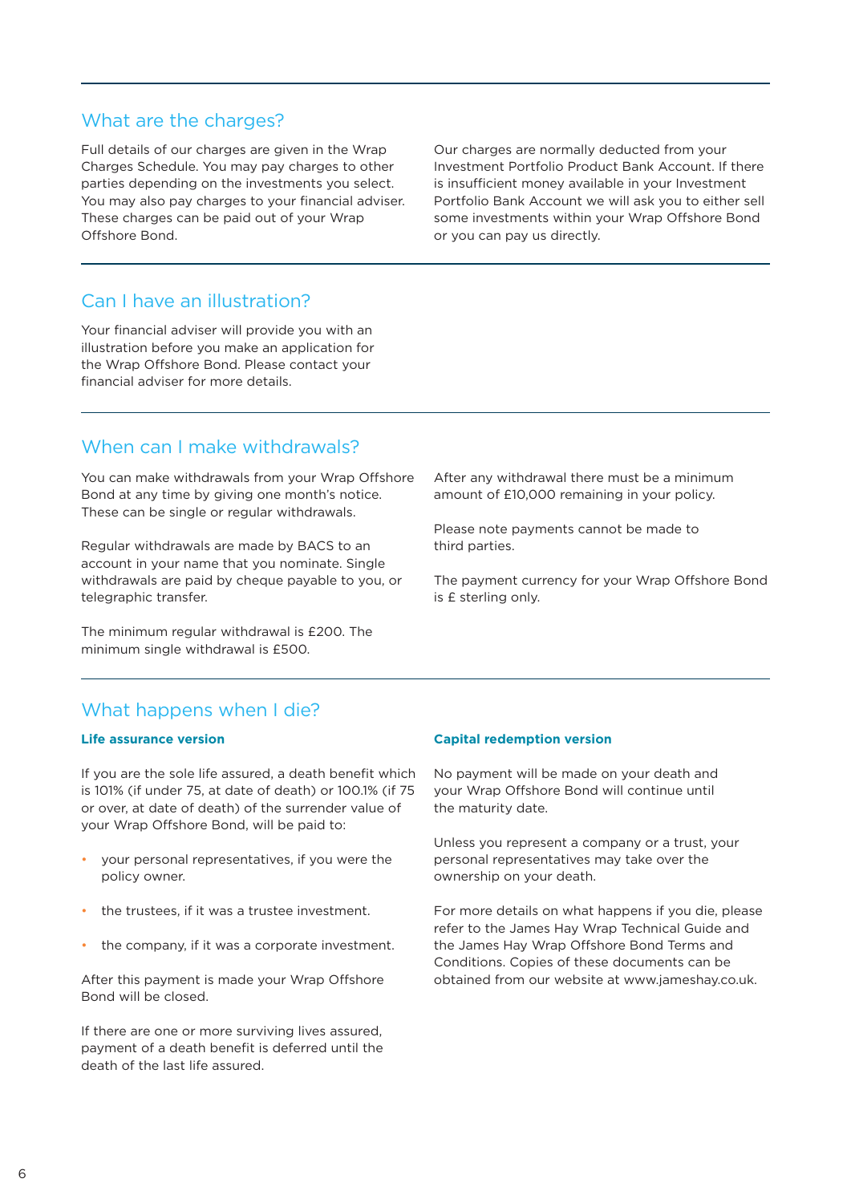## What are the charges?

Full details of our charges are given in the Wrap Charges Schedule. You may pay charges to other parties depending on the investments you select. You may also pay charges to your financial adviser. These charges can be paid out of your Wrap Offshore Bond.

Our charges are normally deducted from your Investment Portfolio Product Bank Account. If there is insufficient money available in your Investment Portfolio Bank Account we will ask you to either sell some investments within your Wrap Offshore Bond or you can pay us directly.

## Can I have an illustration?

Your financial adviser will provide you with an illustration before you make an application for the Wrap Offshore Bond. Please contact your financial adviser for more details.

## When can I make withdrawals?

You can make withdrawals from your Wrap Offshore Bond at any time by giving one month's notice. These can be single or regular withdrawals.

Regular withdrawals are made by BACS to an account in your name that you nominate. Single withdrawals are paid by cheque payable to you, or telegraphic transfer.

The minimum regular withdrawal is £200. The minimum single withdrawal is £500.

After any withdrawal there must be a minimum amount of £10,000 remaining in your policy.

Please note payments cannot be made to third parties.

The payment currency for your Wrap Offshore Bond is £ sterling only.

## What happens when I die?

### Life assurance version

If you are the sole life assured, a death benefit which is 101% (if under 75, at date of death) or 100.1% (if 75 or over, at date of death) of the surrender value of your Wrap Offshore Bond, will be paid to:

- your personal representatives, if you were the policy owner.
- the trustees, if it was a trustee investment.
- the company, if it was a corporate investment.

After this payment is made your Wrap Offshore Bond will be closed.

If there are one or more surviving lives assured, payment of a death benefit is deferred until the death of the last life assured.

### Capital redemption version

No payment will be made on your death and your Wrap Offshore Bond will continue until the maturity date.

Unless you represent a company or a trust, your personal representatives may take over the ownership on your death.

For more details on what happens if you die, please refer to the James Hay Wrap Technical Guide and the James Hay Wrap Offshore Bond Terms and Conditions. Copies of these documents can be obtained from our website at www.jameshay.co.uk.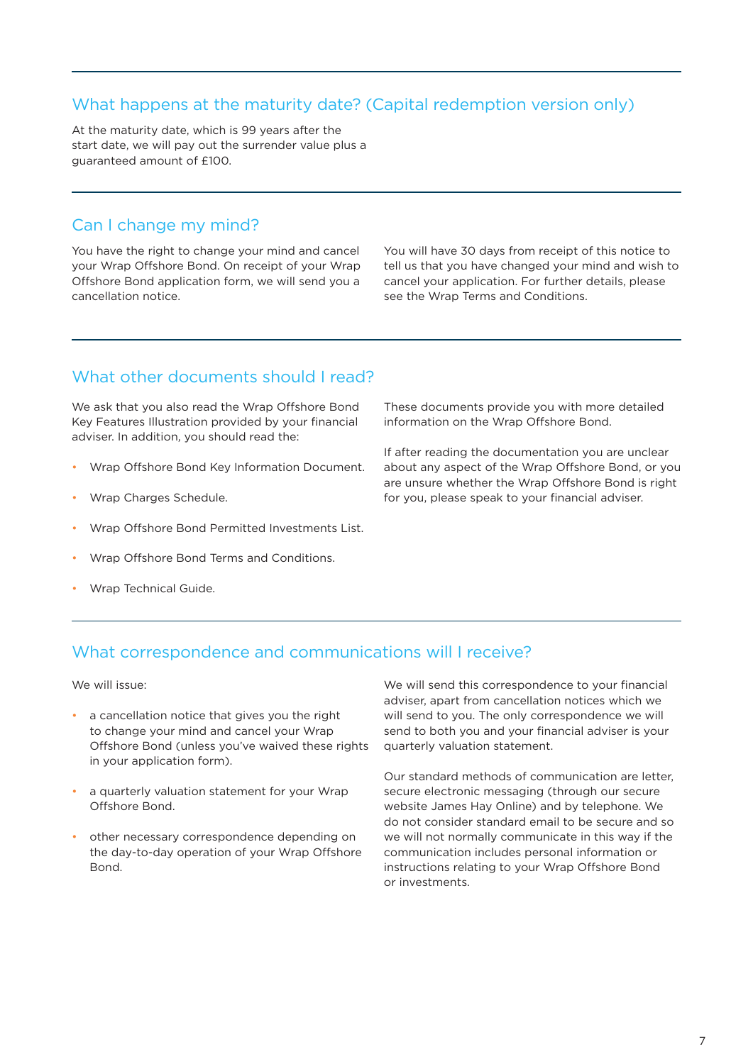## What happens at the maturity date? (Capital redemption version only)

At the maturity date, which is 99 years after the start date, we will pay out the surrender value plus a guaranteed amount of £100.

## Can I change my mind?

You have the right to change your mind and cancel your Wrap Offshore Bond. On receipt of your Wrap Offshore Bond application form, we will send you a cancellation notice.

You will have 30 days from receipt of this notice to tell us that you have changed your mind and wish to cancel your application. For further details, please see the Wrap Terms and Conditions.

## What other documents should I read?

We ask that you also read the Wrap Offshore Bond Key Features Illustration provided by your financial adviser. In addition, you should read the:

- Wrap Offshore Bond Key Information Document.
- Wrap Charges Schedule.
- Wrap Offshore Bond Permitted Investments List.
- Wrap Offshore Bond Terms and Conditions.
- Wrap Technical Guide.

These documents provide you with more detailed information on the Wrap Offshore Bond.

If after reading the documentation you are unclear about any aspect of the Wrap Offshore Bond, or you are unsure whether the Wrap Offshore Bond is right for you, please speak to your financial adviser.

## What correspondence and communications will I receive?

We will issue:

- a cancellation notice that gives you the right to change your mind and cancel your Wrap Offshore Bond (unless you've waived these rights in your application form).
- a quarterly valuation statement for your Wrap Offshore Bond.
- other necessary correspondence depending on the day-to-day operation of your Wrap Offshore Bond.

We will send this correspondence to your financial adviser, apart from cancellation notices which we will send to you. The only correspondence we will send to both you and your financial adviser is your quarterly valuation statement.

Our standard methods of communication are letter, secure electronic messaging (through our secure website James Hay Online) and by telephone. We do not consider standard email to be secure and so we will not normally communicate in this way if the communication includes personal information or instructions relating to your Wrap Offshore Bond or investments.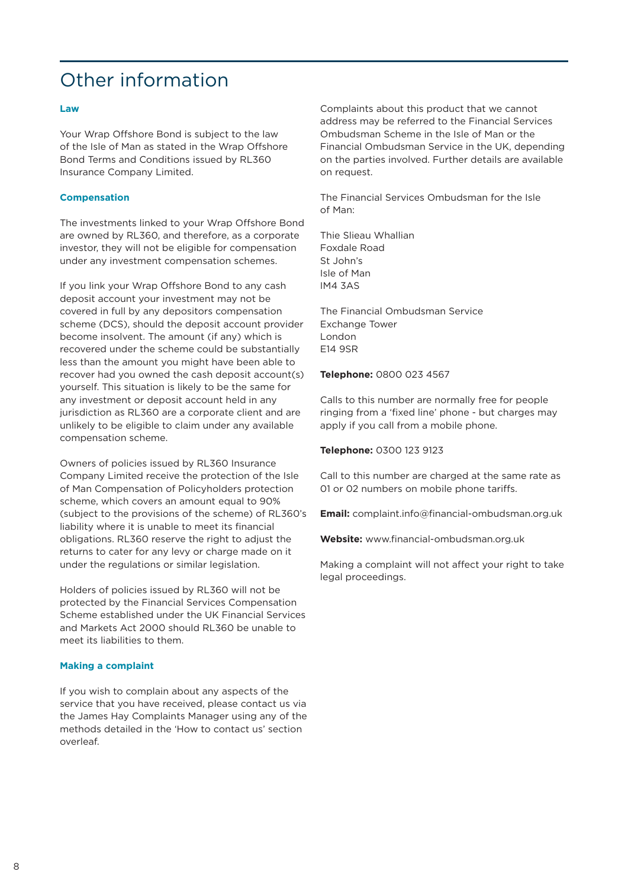# Other information

### Law

Your Wrap Offshore Bond is subject to the law of the Isle of Man as stated in the Wrap Offshore Bond Terms and Conditions issued by RL360 Insurance Company Limited.

### Compensation

The investments linked to your Wrap Offshore Bond are owned by RL360, and therefore, as a corporate investor, they will not be eligible for compensation under any investment compensation schemes.

If you link your Wrap Offshore Bond to any cash deposit account your investment may not be covered in full by any depositors compensation scheme (DCS), should the deposit account provider become insolvent. The amount (if any) which is recovered under the scheme could be substantially less than the amount you might have been able to recover had you owned the cash deposit account(s) yourself. This situation is likely to be the same for any investment or deposit account held in any jurisdiction as RL360 are a corporate client and are unlikely to be eligible to claim under any available compensation scheme.

Owners of policies issued by RL360 Insurance Company Limited receive the protection of the Isle of Man Compensation of Policyholders protection scheme, which covers an amount equal to 90% (subject to the provisions of the scheme) of RL360's liability where it is unable to meet its financial obligations. RL360 reserve the right to adjust the returns to cater for any levy or charge made on it under the regulations or similar legislation.

Holders of policies issued by RL360 will not be protected by the Financial Services Compensation Scheme established under the UK Financial Services and Markets Act 2000 should RL360 be unable to meet its liabilities to them.

### Making a complaint

If you wish to complain about any aspects of the service that you have received, please contact us via the James Hay Complaints Manager using any of the methods detailed in the 'How to contact us' section overleaf.

Complaints about this product that we cannot address may be referred to the Financial Services Ombudsman Scheme in the Isle of Man or the Financial Ombudsman Service in the UK, depending on the parties involved. Further details are available on request.

The Financial Services Ombudsman for the Isle of Man:

Thie Slieau Whallian
Foxdale Road
St John's
Isle of Man
IM4 3AS

The Financial Ombudsman Service
Exchange Tower
London
E14 9SR

**Telephone:** 0800 023 4567

Calls to this number are normally free for people ringing from a 'fixed line' phone - but charges may apply if you call from a mobile phone.

**Telephone:** 0300 123 9123

Call to this number are charged at the same rate as 01 or 02 numbers on mobile phone tariffs.

**Email:** complaint.info@financial-ombudsman.org.uk

**Website:** www.financial-ombudsman.org.uk

Making a complaint will not affect your right to take legal proceedings.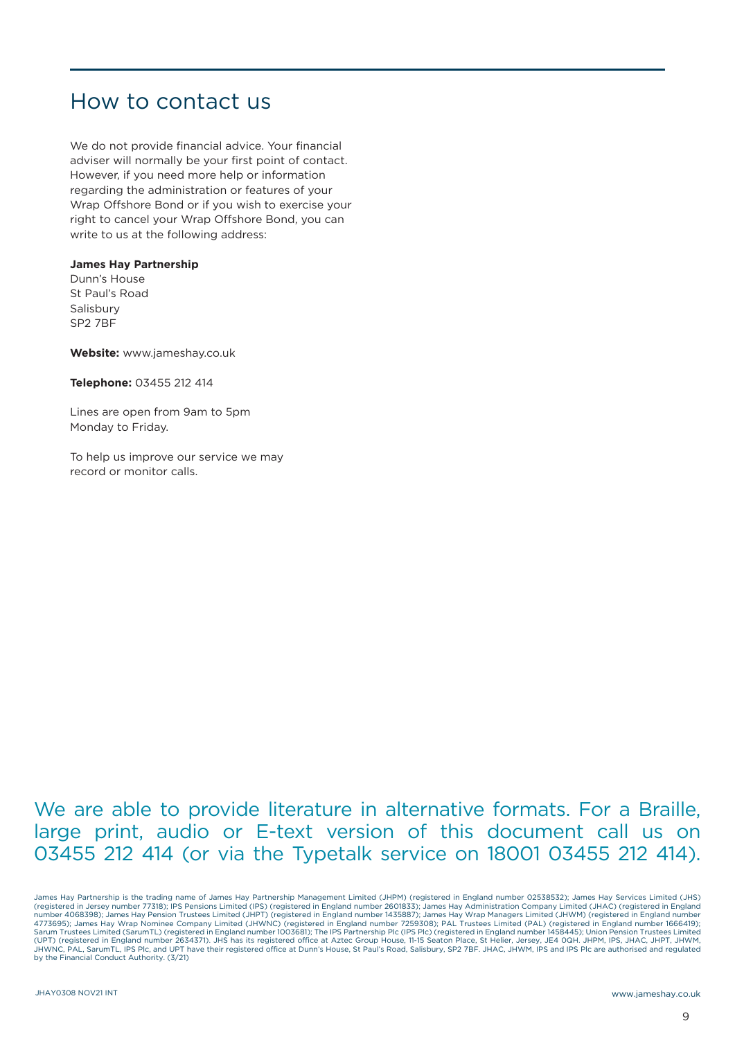# How to contact us

We do not provide financial advice. Your financial adviser will normally be your first point of contact. However, if you need more help or information regarding the administration or features of your Wrap Offshore Bond or if you wish to exercise your right to cancel your Wrap Offshore Bond, you can write to us at the following address:

**James Hay Partnership**
Dunn's House
St Paul's Road
Salisbury
SP2 7BF

**Website:** www.jameshay.co.uk

**Telephone:** 03455 212 414

Lines are open from 9am to 5pm Monday to Friday.

To help us improve our service we may record or monitor calls.

We are able to provide literature in alternative formats. For a Braille, large print, audio or E-text version of this document call us on 03455 212 414 (or via the Typetalk service on 18001 03455 212 414).

James Hay Partnership is the trading name of James Hay Partnership Management Limited (JHPM) (registered in England number 02538532); James Hay Services Limited (JHS) (registered in Jersey number 77318); IPS Pensions Limited (IPS) (registered in England number 2601833); James Hay Administration Company Limited (JHAC) (registered in England number 4068398); James Hay Pension Trustees Limited (JHPT) (registered in England number 1435887); James Hay Wrap Managers Limited (JHWM) (registered in England number 4773695); James Hay Wrap Nominee Company Limited (JHWNC) (registered in England number 7259308); PAL Trustees Limited (PAL) (registered in England number 1666419); Sarum Trustees Limited (SarumTL) (registered in England number 1003681); The IPS Partnership Plc (IPS Plc) (registered in England number 1458445); Union Pension Trustees Limited (UPT) (registered in England number 2634371). JHS has its registered office at Aztec Group House, 11-15 Seaton Place, St Helier, Jersey, JE4 0QH. JHPM, IPS, JHAC, JHPT, JHWM, JHWNC, PAL, SarumTL, IPS Plc, and UPT have their registered office at Dunn's House, St Paul's Road, Salisbury, SP2 7BF. JHAC, JHWM, IPS and IPS Plc are authorised and regulated by the Financial Conduct Authority. (3/21)

JHAY0308 NOV21 INT